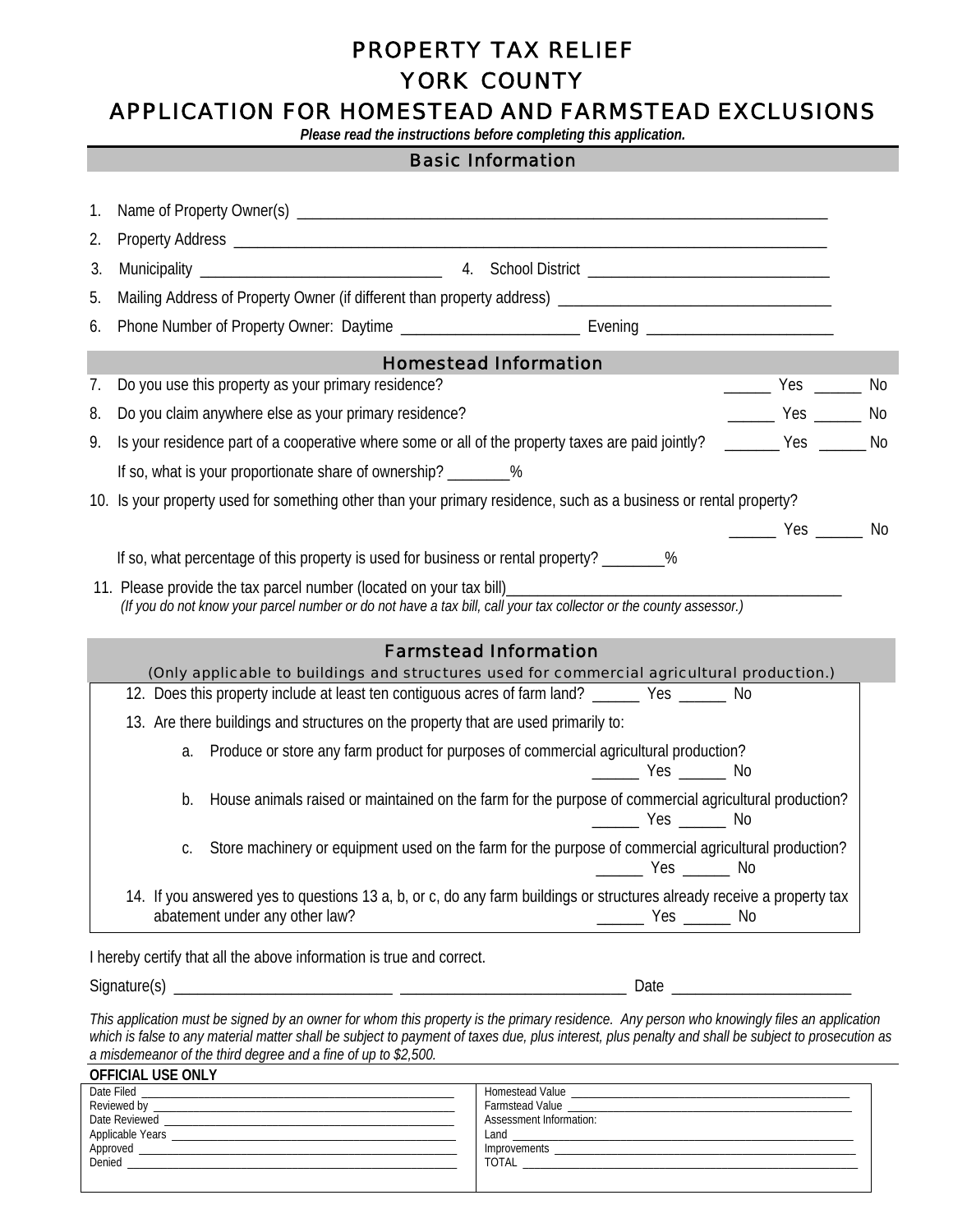# PROPERTY TAX RELIEF

# YORK COUNTY

# APPLICATION FOR HOMESTEAD AND FARMSTEAD EXCLUSIONS

***Please read the instructions before completing this application.***

## Basic Information

1. Name of Property Owner(s) ___________________________________________________________________
2. Property Address ___________________________________________________________________________
3. Municipality _______________________________ 4. School District _______________________________
5. Mailing Address of Property Owner (if different than property address) ___________________________________
6. Phone Number of Property Owner: Daytime ______________________ Evening ________________________

## Homestead Information

7. Do you use this property as your primary residence? ______ Yes ______ No
8. Do you claim anywhere else as your primary residence? ______ Yes ______ No
9. Is your residence part of a cooperative where some or all of the property taxes are paid jointly? _______ Yes ______ No

   If so, what is your proportionate share of ownership? ________%

10. Is your property used for something other than your primary residence, such as a business or rental property?

    ______ Yes ______ No

    If so, what percentage of this property is used for business or rental property? ________%

11. Please provide the tax parcel number (located on your tax bill)___________________________________________

    *(If you do not know your parcel number or do not have a tax bill, call your tax collector or the county assessor.)*

## Farmstead Information

(Only applicable to buildings and structures used for commercial agricultural production.)

12. Does this property include at least ten contiguous acres of farm land? ______ Yes ______ No
13. Are there buildings and structures on the property that are used primarily to:
    a. Produce or store any farm product for purposes of commercial agricultural production? ______ Yes ______ No
    b. House animals raised or maintained on the farm for the purpose of commercial agricultural production? ______ Yes ______ No
    c. Store machinery or equipment used on the farm for the purpose of commercial agricultural production? ______ Yes ______ No
14. If you answered yes to questions 13 a, b, or c, do any farm buildings or structures already receive a property tax abatement under any other law? ______ Yes ______ No

I hereby certify that all the above information is true and correct.

Signature(s) ____________________________ _____________________________ Date ______________________

*This application must be signed by an owner for whom this property is the primary residence. Any person who knowingly files an application which is false to any material matter shall be subject to payment of taxes due, plus interest, plus penalty and shall be subject to prosecution as a misdemeanor of the third degree and a fine of up to $2,500.*

**OFFICIAL USE ONLY**

| | |
|---|---|
| Date Filed ______________ | Homestead Value ______________ |
| Reviewed by ______________ | Farmstead Value ______________ |
| Date Reviewed ______________ | Assessment Information: |
| Applicable Years ______________ | Land ______________ |
| Approved ______________ | Improvements ______________ |
| Denied ______________ | TOTAL ______________ |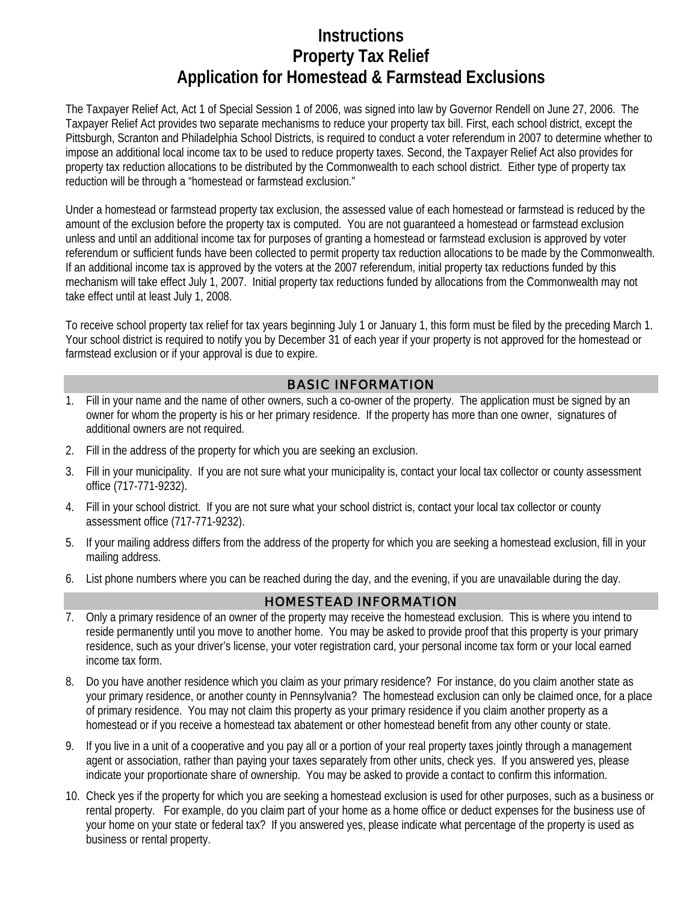# Instructions
# Property Tax Relief
# Application for Homestead & Farmstead Exclusions

The Taxpayer Relief Act, Act 1 of Special Session 1 of 2006, was signed into law by Governor Rendell on June 27, 2006. The Taxpayer Relief Act provides two separate mechanisms to reduce your property tax bill. First, each school district, except the Pittsburgh, Scranton and Philadelphia School Districts, is required to conduct a voter referendum in 2007 to determine whether to impose an additional local income tax to be used to reduce property taxes. Second, the Taxpayer Relief Act also provides for property tax reduction allocations to be distributed by the Commonwealth to each school district. Either type of property tax reduction will be through a "homestead or farmstead exclusion."

Under a homestead or farmstead property tax exclusion, the assessed value of each homestead or farmstead is reduced by the amount of the exclusion before the property tax is computed. You are not guaranteed a homestead or farmstead exclusion unless and until an additional income tax for purposes of granting a homestead or farmstead exclusion is approved by voter referendum or sufficient funds have been collected to permit property tax reduction allocations to be made by the Commonwealth. If an additional income tax is approved by the voters at the 2007 referendum, initial property tax reductions funded by this mechanism will take effect July 1, 2007. Initial property tax reductions funded by allocations from the Commonwealth may not take effect until at least July 1, 2008.

To receive school property tax relief for tax years beginning July 1 or January 1, this form must be filed by the preceding March 1. Your school district is required to notify you by December 31 of each year if your property is not approved for the homestead or farmstead exclusion or if your approval is due to expire.

## BASIC INFORMATION

1. Fill in your name and the name of other owners, such a co-owner of the property. The application must be signed by an owner for whom the property is his or her primary residence. If the property has more than one owner, signatures of additional owners are not required.
2. Fill in the address of the property for which you are seeking an exclusion.
3. Fill in your municipality. If you are not sure what your municipality is, contact your local tax collector or county assessment office (717-771-9232).
4. Fill in your school district. If you are not sure what your school district is, contact your local tax collector or county assessment office (717-771-9232).
5. If your mailing address differs from the address of the property for which you are seeking a homestead exclusion, fill in your mailing address.
6. List phone numbers where you can be reached during the day, and the evening, if you are unavailable during the day.

## HOMESTEAD INFORMATION

7. Only a primary residence of an owner of the property may receive the homestead exclusion. This is where you intend to reside permanently until you move to another home. You may be asked to provide proof that this property is your primary residence, such as your driver's license, your voter registration card, your personal income tax form or your local earned income tax form.
8. Do you have another residence which you claim as your primary residence? For instance, do you claim another state as your primary residence, or another county in Pennsylvania? The homestead exclusion can only be claimed once, for a place of primary residence. You may not claim this property as your primary residence if you claim another property as a homestead or if you receive a homestead tax abatement or other homestead benefit from any other county or state.
9. If you live in a unit of a cooperative and you pay all or a portion of your real property taxes jointly through a management agent or association, rather than paying your taxes separately from other units, check yes. If you answered yes, please indicate your proportionate share of ownership. You may be asked to provide a contact to confirm this information.
10. Check yes if the property for which you are seeking a homestead exclusion is used for other purposes, such as a business or rental property. For example, do you claim part of your home as a home office or deduct expenses for the business use of your home on your state or federal tax? If you answered yes, please indicate what percentage of the property is used as business or rental property.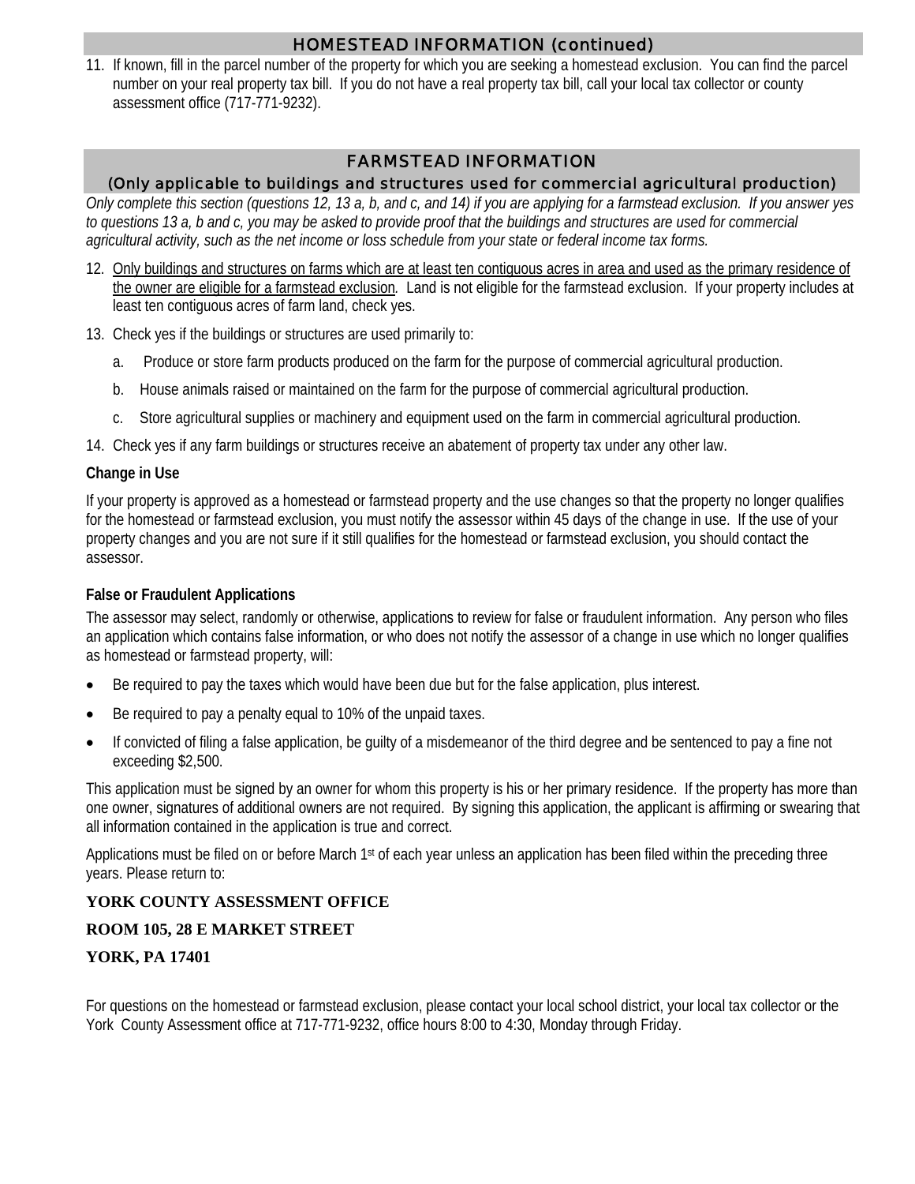## HOMESTEAD INFORMATION (continued)

11. If known, fill in the parcel number of the property for which you are seeking a homestead exclusion. You can find the parcel number on your real property tax bill. If you do not have a real property tax bill, call your local tax collector or county assessment office (717-771-9232).

## FARMSTEAD INFORMATION

### (Only applicable to buildings and structures used for commercial agricultural production)

*Only complete this section (questions 12, 13 a, b, and c, and 14) if you are applying for a farmstead exclusion. If you answer yes to questions 13 a, b and c, you may be asked to provide proof that the buildings and structures are used for commercial agricultural activity, such as the net income or loss schedule from your state or federal income tax forms.*

12. Only buildings and structures on farms which are at least ten contiguous acres in area and used as the primary residence of the owner are eligible for a farmstead exclusion. Land is not eligible for the farmstead exclusion. If your property includes at least ten contiguous acres of farm land, check yes.
13. Check yes if the buildings or structures are used primarily to:
    a. Produce or store farm products produced on the farm for the purpose of commercial agricultural production.
    b. House animals raised or maintained on the farm for the purpose of commercial agricultural production.
    c. Store agricultural supplies or machinery and equipment used on the farm in commercial agricultural production.
14. Check yes if any farm buildings or structures receive an abatement of property tax under any other law.

**Change in Use**

If your property is approved as a homestead or farmstead property and the use changes so that the property no longer qualifies for the homestead or farmstead exclusion, you must notify the assessor within 45 days of the change in use. If the use of your property changes and you are not sure if it still qualifies for the homestead or farmstead exclusion, you should contact the assessor.

**False or Fraudulent Applications**

The assessor may select, randomly or otherwise, applications to review for false or fraudulent information. Any person who files an application which contains false information, or who does not notify the assessor of a change in use which no longer qualifies as homestead or farmstead property, will:

- Be required to pay the taxes which would have been due but for the false application, plus interest.
- Be required to pay a penalty equal to 10% of the unpaid taxes.
- If convicted of filing a false application, be guilty of a misdemeanor of the third degree and be sentenced to pay a fine not exceeding $2,500.

This application must be signed by an owner for whom this property is his or her primary residence. If the property has more than one owner, signatures of additional owners are not required. By signing this application, the applicant is affirming or swearing that all information contained in the application is true and correct.

Applications must be filed on or before March 1st of each year unless an application has been filed within the preceding three years. Please return to:

**YORK COUNTY ASSESSMENT OFFICE**

**ROOM 105, 28 E MARKET STREET**

**YORK, PA 17401**

For questions on the homestead or farmstead exclusion, please contact your local school district, your local tax collector or the York County Assessment office at 717-771-9232, office hours 8:00 to 4:30, Monday through Friday.